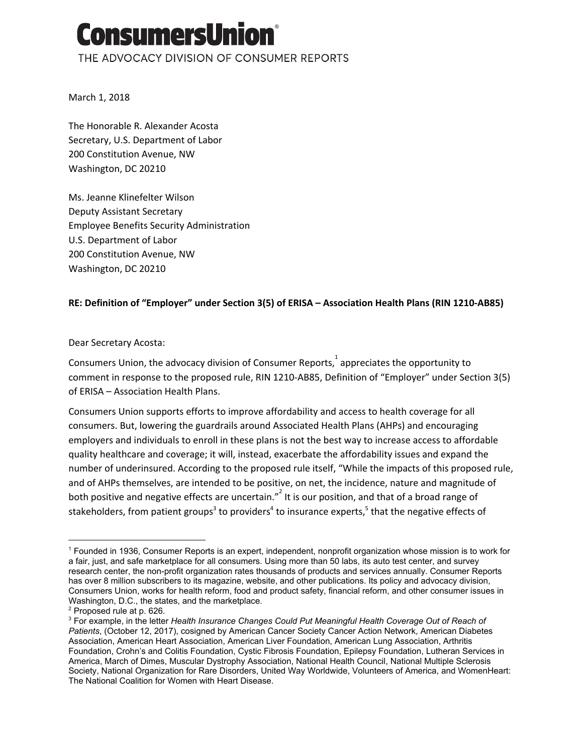# ConsumersUnion®

THE ADVOCACY DIVISION OF CONSUMER REPORTS

March 1, 2018

The Honorable R. Alexander Acosta
Secretary, U.S. Department of Labor
200 Constitution Avenue, NW
Washington, DC 20210

Ms. Jeanne Klinefelter Wilson
Deputy Assistant Secretary
Employee Benefits Security Administration
U.S. Department of Labor
200 Constitution Avenue, NW
Washington, DC 20210

**RE: Definition of "Employer" under Section 3(5) of ERISA – Association Health Plans (RIN 1210-AB85)**

Dear Secretary Acosta:

Consumers Union, the advocacy division of Consumer Reports,[1] appreciates the opportunity to comment in response to the proposed rule, RIN 1210-AB85, Definition of "Employer" under Section 3(5) of ERISA – Association Health Plans.

Consumers Union supports efforts to improve affordability and access to health coverage for all consumers. But, lowering the guardrails around Associated Health Plans (AHPs) and encouraging employers and individuals to enroll in these plans is not the best way to increase access to affordable quality healthcare and coverage; it will, instead, exacerbate the affordability issues and expand the number of underinsured. According to the proposed rule itself, "While the impacts of this proposed rule, and of AHPs themselves, are intended to be positive, on net, the incidence, nature and magnitude of both positive and negative effects are uncertain."[2] It is our position, and that of a broad range of stakeholders, from patient groups[3] to providers[4] to insurance experts,[5] that the negative effects of

---

[1] Founded in 1936, Consumer Reports is an expert, independent, nonprofit organization whose mission is to work for a fair, just, and safe marketplace for all consumers. Using more than 50 labs, its auto test center, and survey research center, the non-profit organization rates thousands of products and services annually. Consumer Reports has over 8 million subscribers to its magazine, website, and other publications. Its policy and advocacy division, Consumers Union, works for health reform, food and product safety, financial reform, and other consumer issues in Washington, D.C., the states, and the marketplace.

[2] Proposed rule at p. 626.

[3] For example, in the letter *Health Insurance Changes Could Put Meaningful Health Coverage Out of Reach of Patients*, (October 12, 2017), cosigned by American Cancer Society Cancer Action Network, American Diabetes Association, American Heart Association, American Liver Foundation, American Lung Association, Arthritis Foundation, Crohn's and Colitis Foundation, Cystic Fibrosis Foundation, Epilepsy Foundation, Lutheran Services in America, March of Dimes, Muscular Dystrophy Association, National Health Council, National Multiple Sclerosis Society, National Organization for Rare Disorders, United Way Worldwide, Volunteers of America, and WomenHeart: The National Coalition for Women with Heart Disease.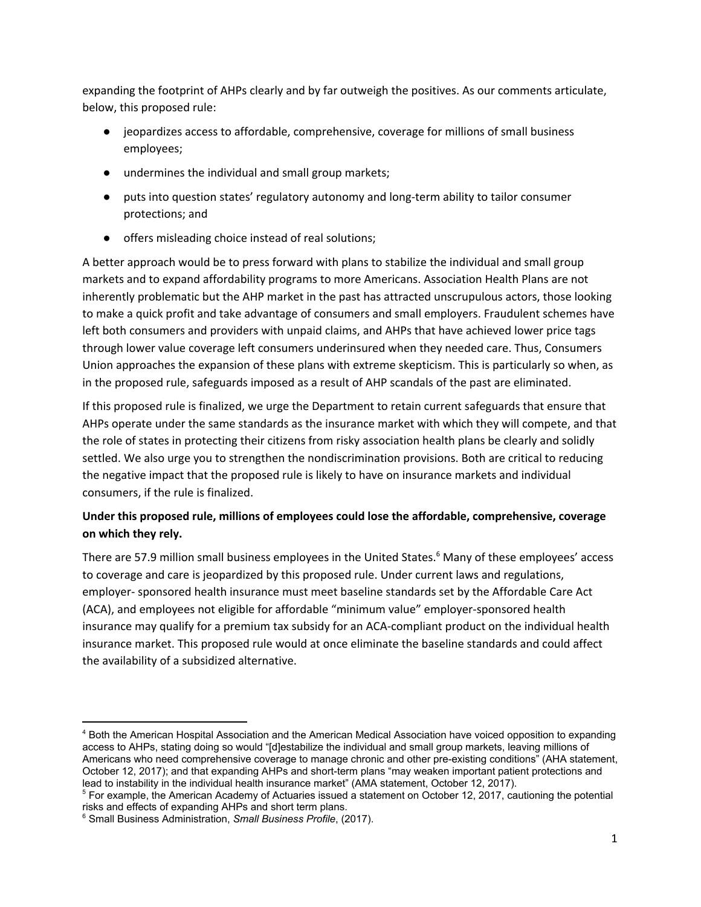expanding the footprint of AHPs clearly and by far outweigh the positives. As our comments articulate, below, this proposed rule:

- jeopardizes access to affordable, comprehensive, coverage for millions of small business employees;
- undermines the individual and small group markets;
- puts into question states' regulatory autonomy and long-term ability to tailor consumer protections; and
- offers misleading choice instead of real solutions;

A better approach would be to press forward with plans to stabilize the individual and small group markets and to expand affordability programs to more Americans. Association Health Plans are not inherently problematic but the AHP market in the past has attracted unscrupulous actors, those looking to make a quick profit and take advantage of consumers and small employers. Fraudulent schemes have left both consumers and providers with unpaid claims, and AHPs that have achieved lower price tags through lower value coverage left consumers underinsured when they needed care. Thus, Consumers Union approaches the expansion of these plans with extreme skepticism. This is particularly so when, as in the proposed rule, safeguards imposed as a result of AHP scandals of the past are eliminated.

If this proposed rule is finalized, we urge the Department to retain current safeguards that ensure that AHPs operate under the same standards as the insurance market with which they will compete, and that the role of states in protecting their citizens from risky association health plans be clearly and solidly settled. We also urge you to strengthen the nondiscrimination provisions. Both are critical to reducing the negative impact that the proposed rule is likely to have on insurance markets and individual consumers, if the rule is finalized.

**Under this proposed rule, millions of employees could lose the affordable, comprehensive, coverage on which they rely.**

There are 57.9 million small business employees in the United States.[6] Many of these employees' access to coverage and care is jeopardized by this proposed rule. Under current laws and regulations, employer- sponsored health insurance must meet baseline standards set by the Affordable Care Act (ACA), and employees not eligible for affordable "minimum value" employer-sponsored health insurance may qualify for a premium tax subsidy for an ACA-compliant product on the individual health insurance market. This proposed rule would at once eliminate the baseline standards and could affect the availability of a subsidized alternative.

---

[4] Both the American Hospital Association and the American Medical Association have voiced opposition to expanding access to AHPs, stating doing so would "[d]estabilize the individual and small group markets, leaving millions of Americans who need comprehensive coverage to manage chronic and other pre-existing conditions" (AHA statement, October 12, 2017); and that expanding AHPs and short-term plans "may weaken important patient protections and lead to instability in the individual health insurance market" (AMA statement, October 12, 2017).

[5] For example, the American Academy of Actuaries issued a statement on October 12, 2017, cautioning the potential risks and effects of expanding AHPs and short term plans.

[6] Small Business Administration, *Small Business Profile*, (2017).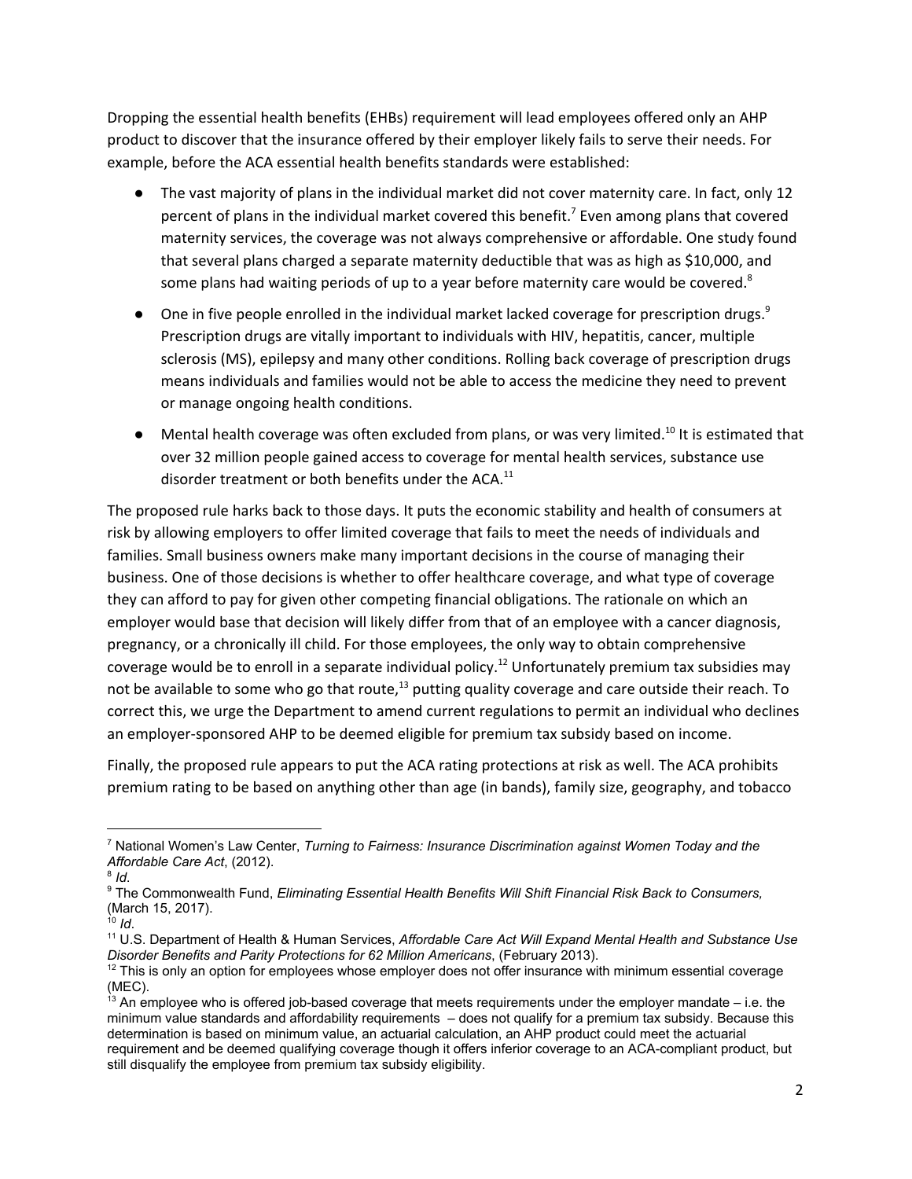Dropping the essential health benefits (EHBs) requirement will lead employees offered only an AHP product to discover that the insurance offered by their employer likely fails to serve their needs. For example, before the ACA essential health benefits standards were established:

- The vast majority of plans in the individual market did not cover maternity care. In fact, only 12 percent of plans in the individual market covered this benefit.[7] Even among plans that covered maternity services, the coverage was not always comprehensive or affordable. One study found that several plans charged a separate maternity deductible that was as high as $10,000, and some plans had waiting periods of up to a year before maternity care would be covered.[8]
- One in five people enrolled in the individual market lacked coverage for prescription drugs.[9] Prescription drugs are vitally important to individuals with HIV, hepatitis, cancer, multiple sclerosis (MS), epilepsy and many other conditions. Rolling back coverage of prescription drugs means individuals and families would not be able to access the medicine they need to prevent or manage ongoing health conditions.
- Mental health coverage was often excluded from plans, or was very limited.[10] It is estimated that over 32 million people gained access to coverage for mental health services, substance use disorder treatment or both benefits under the ACA.[11]

The proposed rule harks back to those days. It puts the economic stability and health of consumers at risk by allowing employers to offer limited coverage that fails to meet the needs of individuals and families. Small business owners make many important decisions in the course of managing their business. One of those decisions is whether to offer healthcare coverage, and what type of coverage they can afford to pay for given other competing financial obligations. The rationale on which an employer would base that decision will likely differ from that of an employee with a cancer diagnosis, pregnancy, or a chronically ill child. For those employees, the only way to obtain comprehensive coverage would be to enroll in a separate individual policy.[12] Unfortunately premium tax subsidies may not be available to some who go that route,[13] putting quality coverage and care outside their reach. To correct this, we urge the Department to amend current regulations to permit an individual who declines an employer-sponsored AHP to be deemed eligible for premium tax subsidy based on income.

Finally, the proposed rule appears to put the ACA rating protections at risk as well. The ACA prohibits premium rating to be based on anything other than age (in bands), family size, geography, and tobacco

---

[7] National Women's Law Center, *Turning to Fairness: Insurance Discrimination against Women Today and the Affordable Care Act*, (2012).

[8] *Id*.

[9] The Commonwealth Fund, *Eliminating Essential Health Benefits Will Shift Financial Risk Back to Consumers,* (March 15, 2017).

[10] *Id*.

[11] U.S. Department of Health & Human Services, *Affordable Care Act Will Expand Mental Health and Substance Use Disorder Benefits and Parity Protections for 62 Million Americans*, (February 2013).

[12] This is only an option for employees whose employer does not offer insurance with minimum essential coverage (MEC).

[13] An employee who is offered job-based coverage that meets requirements under the employer mandate – i.e. the minimum value standards and affordability requirements – does not qualify for a premium tax subsidy. Because this determination is based on minimum value, an actuarial calculation, an AHP product could meet the actuarial requirement and be deemed qualifying coverage though it offers inferior coverage to an ACA-compliant product, but still disqualify the employee from premium tax subsidy eligibility.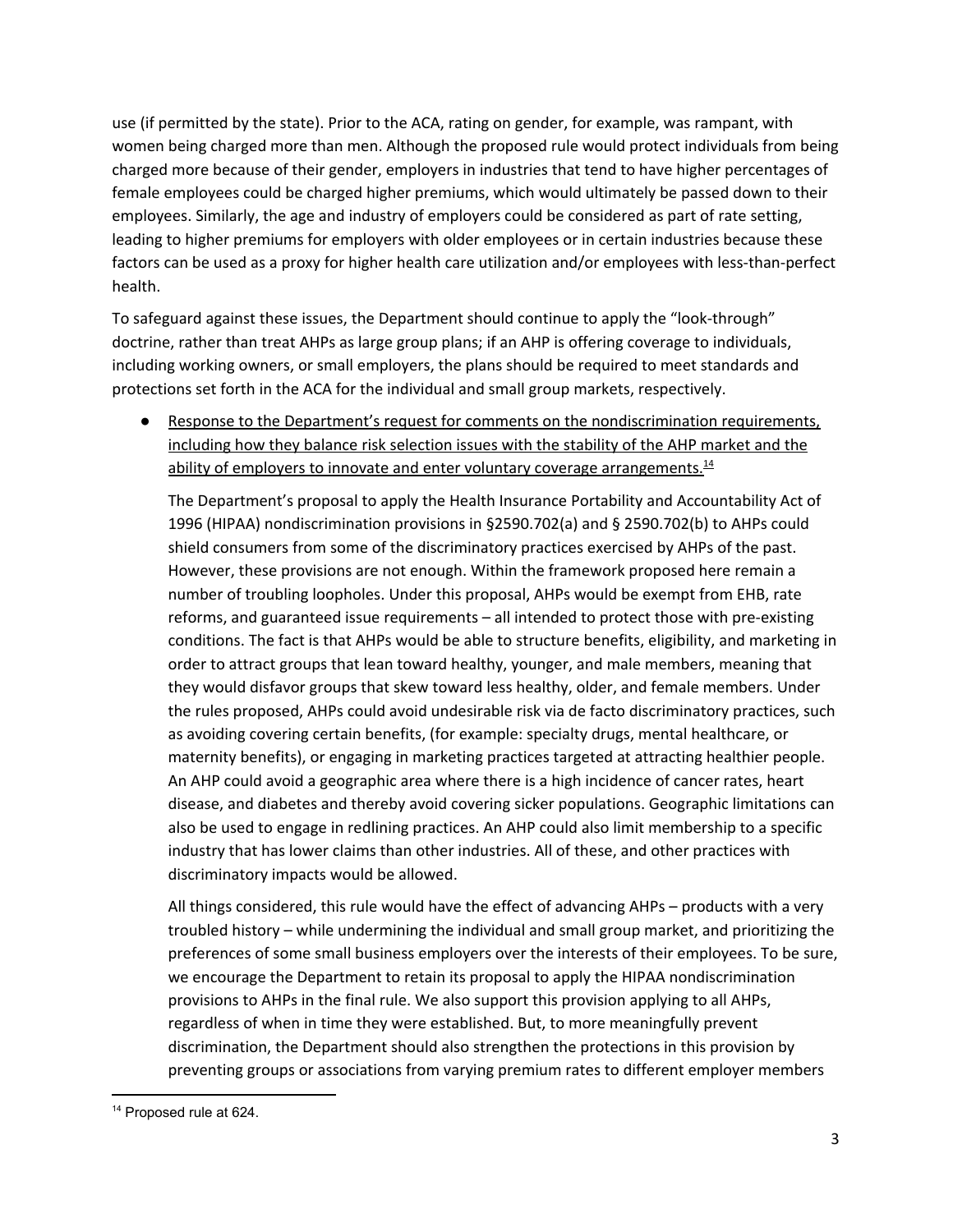use (if permitted by the state). Prior to the ACA, rating on gender, for example, was rampant, with women being charged more than men. Although the proposed rule would protect individuals from being charged more because of their gender, employers in industries that tend to have higher percentages of female employees could be charged higher premiums, which would ultimately be passed down to their employees. Similarly, the age and industry of employers could be considered as part of rate setting, leading to higher premiums for employers with older employees or in certain industries because these factors can be used as a proxy for higher health care utilization and/or employees with less-than-perfect health.

To safeguard against these issues, the Department should continue to apply the "look-through" doctrine, rather than treat AHPs as large group plans; if an AHP is offering coverage to individuals, including working owners, or small employers, the plans should be required to meet standards and protections set forth in the ACA for the individual and small group markets, respectively.

- <u>Response to the Department's request for comments on the nondiscrimination requirements, including how they balance risk selection issues with the stability of the AHP market and the ability of employers to innovate and enter voluntary coverage arrangements.</u>[14]

  The Department's proposal to apply the Health Insurance Portability and Accountability Act of 1996 (HIPAA) nondiscrimination provisions in §2590.702(a) and § 2590.702(b) to AHPs could shield consumers from some of the discriminatory practices exercised by AHPs of the past. However, these provisions are not enough. Within the framework proposed here remain a number of troubling loopholes. Under this proposal, AHPs would be exempt from EHB, rate reforms, and guaranteed issue requirements – all intended to protect those with pre-existing conditions. The fact is that AHPs would be able to structure benefits, eligibility, and marketing in order to attract groups that lean toward healthy, younger, and male members, meaning that they would disfavor groups that skew toward less healthy, older, and female members. Under the rules proposed, AHPs could avoid undesirable risk via de facto discriminatory practices, such as avoiding covering certain benefits, (for example: specialty drugs, mental healthcare, or maternity benefits), or engaging in marketing practices targeted at attracting healthier people. An AHP could avoid a geographic area where there is a high incidence of cancer rates, heart disease, and diabetes and thereby avoid covering sicker populations. Geographic limitations can also be used to engage in redlining practices. An AHP could also limit membership to a specific industry that has lower claims than other industries. All of these, and other practices with discriminatory impacts would be allowed.

  All things considered, this rule would have the effect of advancing AHPs – products with a very troubled history – while undermining the individual and small group market, and prioritizing the preferences of some small business employers over the interests of their employees. To be sure, we encourage the Department to retain its proposal to apply the HIPAA nondiscrimination provisions to AHPs in the final rule. We also support this provision applying to all AHPs, regardless of when in time they were established. But, to more meaningfully prevent discrimination, the Department should also strengthen the protections in this provision by preventing groups or associations from varying premium rates to different employer members

[14] Proposed rule at 624.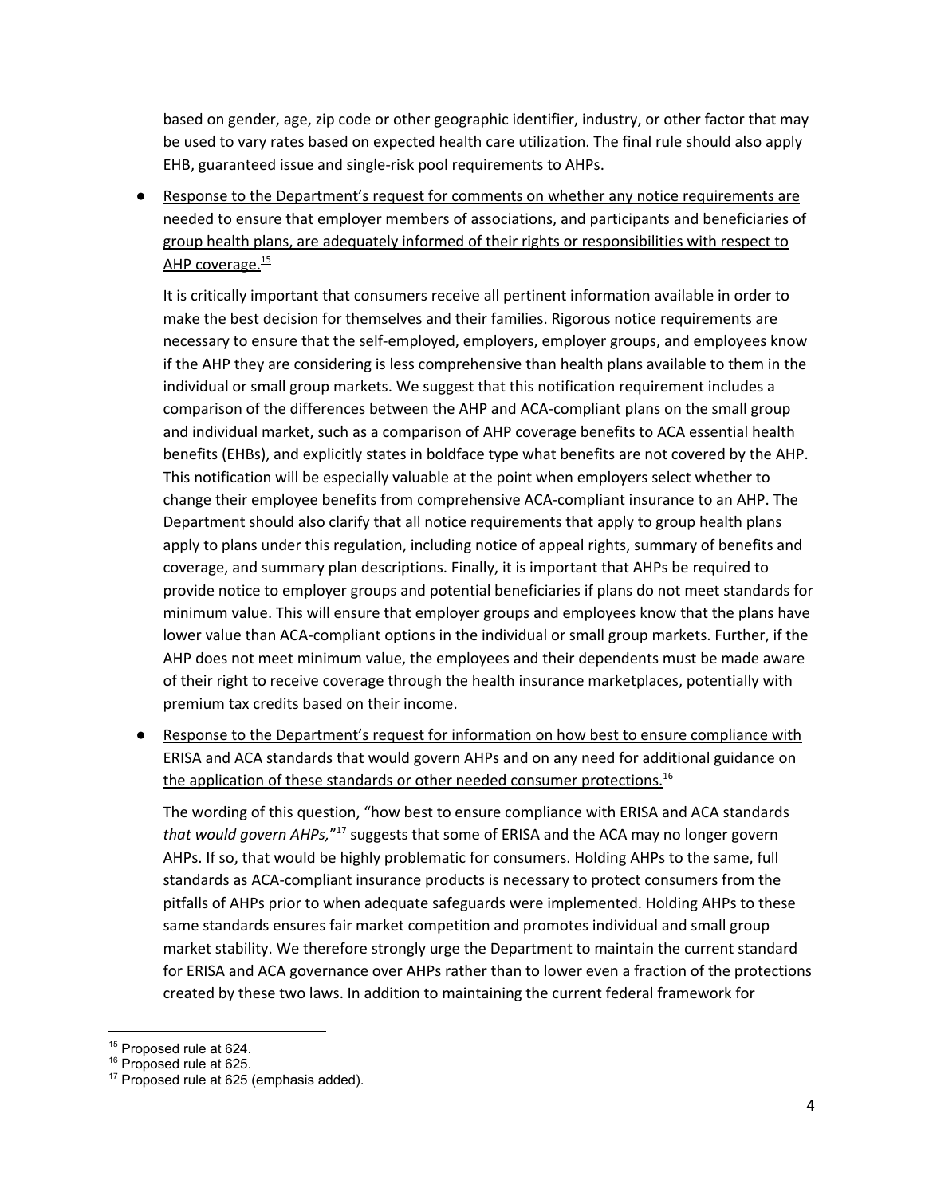based on gender, age, zip code or other geographic identifier, industry, or other factor that may be used to vary rates based on expected health care utilization. The final rule should also apply EHB, guaranteed issue and single-risk pool requirements to AHPs.

- <u>Response to the Department's request for comments on whether any notice requirements are needed to ensure that employer members of associations, and participants and beneficiaries of group health plans, are adequately informed of their rights or responsibilities with respect to AHP coverage.[15]</u>

  It is critically important that consumers receive all pertinent information available in order to make the best decision for themselves and their families. Rigorous notice requirements are necessary to ensure that the self-employed, employers, employer groups, and employees know if the AHP they are considering is less comprehensive than health plans available to them in the individual or small group markets. We suggest that this notification requirement includes a comparison of the differences between the AHP and ACA-compliant plans on the small group and individual market, such as a comparison of AHP coverage benefits to ACA essential health benefits (EHBs), and explicitly states in boldface type what benefits are not covered by the AHP. This notification will be especially valuable at the point when employers select whether to change their employee benefits from comprehensive ACA-compliant insurance to an AHP. The Department should also clarify that all notice requirements that apply to group health plans apply to plans under this regulation, including notice of appeal rights, summary of benefits and coverage, and summary plan descriptions. Finally, it is important that AHPs be required to provide notice to employer groups and potential beneficiaries if plans do not meet standards for minimum value. This will ensure that employer groups and employees know that the plans have lower value than ACA-compliant options in the individual or small group markets. Further, if the AHP does not meet minimum value, the employees and their dependents must be made aware of their right to receive coverage through the health insurance marketplaces, potentially with premium tax credits based on their income.

- <u>Response to the Department's request for information on how best to ensure compliance with ERISA and ACA standards that would govern AHPs and on any need for additional guidance on the application of these standards or other needed consumer protections.[16]</u>

  The wording of this question, "how best to ensure compliance with ERISA and ACA standards *that would govern AHPs,*"[17] suggests that some of ERISA and the ACA may no longer govern AHPs. If so, that would be highly problematic for consumers. Holding AHPs to the same, full standards as ACA-compliant insurance products is necessary to protect consumers from the pitfalls of AHPs prior to when adequate safeguards were implemented. Holding AHPs to these same standards ensures fair market competition and promotes individual and small group market stability. We therefore strongly urge the Department to maintain the current standard for ERISA and ACA governance over AHPs rather than to lower even a fraction of the protections created by these two laws. In addition to maintaining the current federal framework for

---

[15] Proposed rule at 624.
[16] Proposed rule at 625.
[17] Proposed rule at 625 (emphasis added).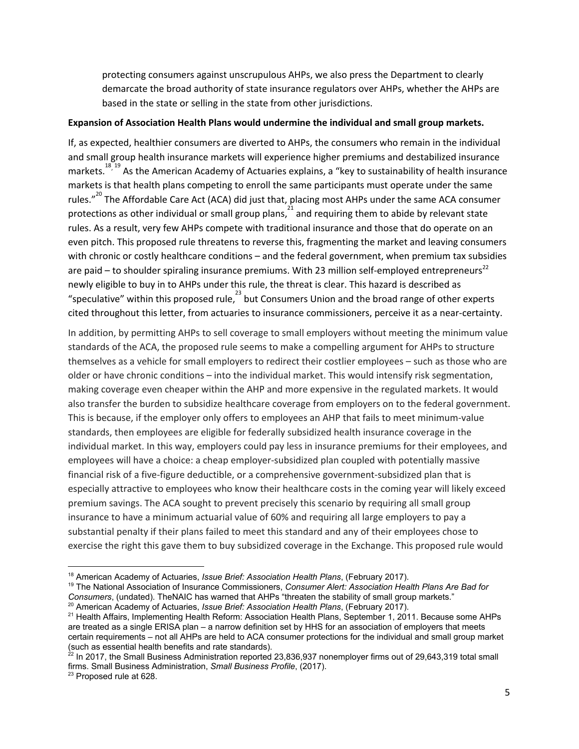protecting consumers against unscrupulous AHPs, we also press the Department to clearly demarcate the broad authority of state insurance regulators over AHPs, whether the AHPs are based in the state or selling in the state from other jurisdictions.

**Expansion of Association Health Plans would undermine the individual and small group markets.**

If, as expected, healthier consumers are diverted to AHPs, the consumers who remain in the individual and small group health insurance markets will experience higher premiums and destabilized insurance markets.[18, 19] As the American Academy of Actuaries explains, a "key to sustainability of health insurance markets is that health plans competing to enroll the same participants must operate under the same rules."[20] The Affordable Care Act (ACA) did just that, placing most AHPs under the same ACA consumer protections as other individual or small group plans,[21] and requiring them to abide by relevant state rules. As a result, very few AHPs compete with traditional insurance and those that do operate on an even pitch. This proposed rule threatens to reverse this, fragmenting the market and leaving consumers with chronic or costly healthcare conditions – and the federal government, when premium tax subsidies are paid – to shoulder spiraling insurance premiums. With 23 million self-employed entrepreneurs[22] newly eligible to buy in to AHPs under this rule, the threat is clear. This hazard is described as "speculative" within this proposed rule,[23] but Consumers Union and the broad range of other experts cited throughout this letter, from actuaries to insurance commissioners, perceive it as a near-certainty.

In addition, by permitting AHPs to sell coverage to small employers without meeting the minimum value standards of the ACA, the proposed rule seems to make a compelling argument for AHPs to structure themselves as a vehicle for small employers to redirect their costlier employees – such as those who are older or have chronic conditions – into the individual market. This would intensify risk segmentation, making coverage even cheaper within the AHP and more expensive in the regulated markets. It would also transfer the burden to subsidize healthcare coverage from employers on to the federal government. This is because, if the employer only offers to employees an AHP that fails to meet minimum-value standards, then employees are eligible for federally subsidized health insurance coverage in the individual market. In this way, employers could pay less in insurance premiums for their employees, and employees will have a choice: a cheap employer-subsidized plan coupled with potentially massive financial risk of a five-figure deductible, or a comprehensive government-subsidized plan that is especially attractive to employees who know their healthcare costs in the coming year will likely exceed premium savings. The ACA sought to prevent precisely this scenario by requiring all small group insurance to have a minimum actuarial value of 60% and requiring all large employers to pay a substantial penalty if their plans failed to meet this standard and any of their employees chose to exercise the right this gave them to buy subsidized coverage in the Exchange. This proposed rule would

---

[18] American Academy of Actuaries, *Issue Brief: Association Health Plans*, (February 2017).

[19] The National Association of Insurance Commissioners, *Consumer Alert: Association Health Plans Are Bad for Consumers*, (undated). TheNAIC has warned that AHPs "threaten the stability of small group markets."

[20] American Academy of Actuaries, *Issue Brief: Association Health Plans*, (February 2017).

[21] Health Affairs, Implementing Health Reform: Association Health Plans, September 1, 2011. Because some AHPs are treated as a single ERISA plan – a narrow definition set by HHS for an association of employers that meets certain requirements – not all AHPs are held to ACA consumer protections for the individual and small group market (such as essential health benefits and rate standards).

[22] In 2017, the Small Business Administration reported 23,836,937 nonemployer firms out of 29,643,319 total small firms. Small Business Administration, *Small Business Profile*, (2017).

[23] Proposed rule at 628.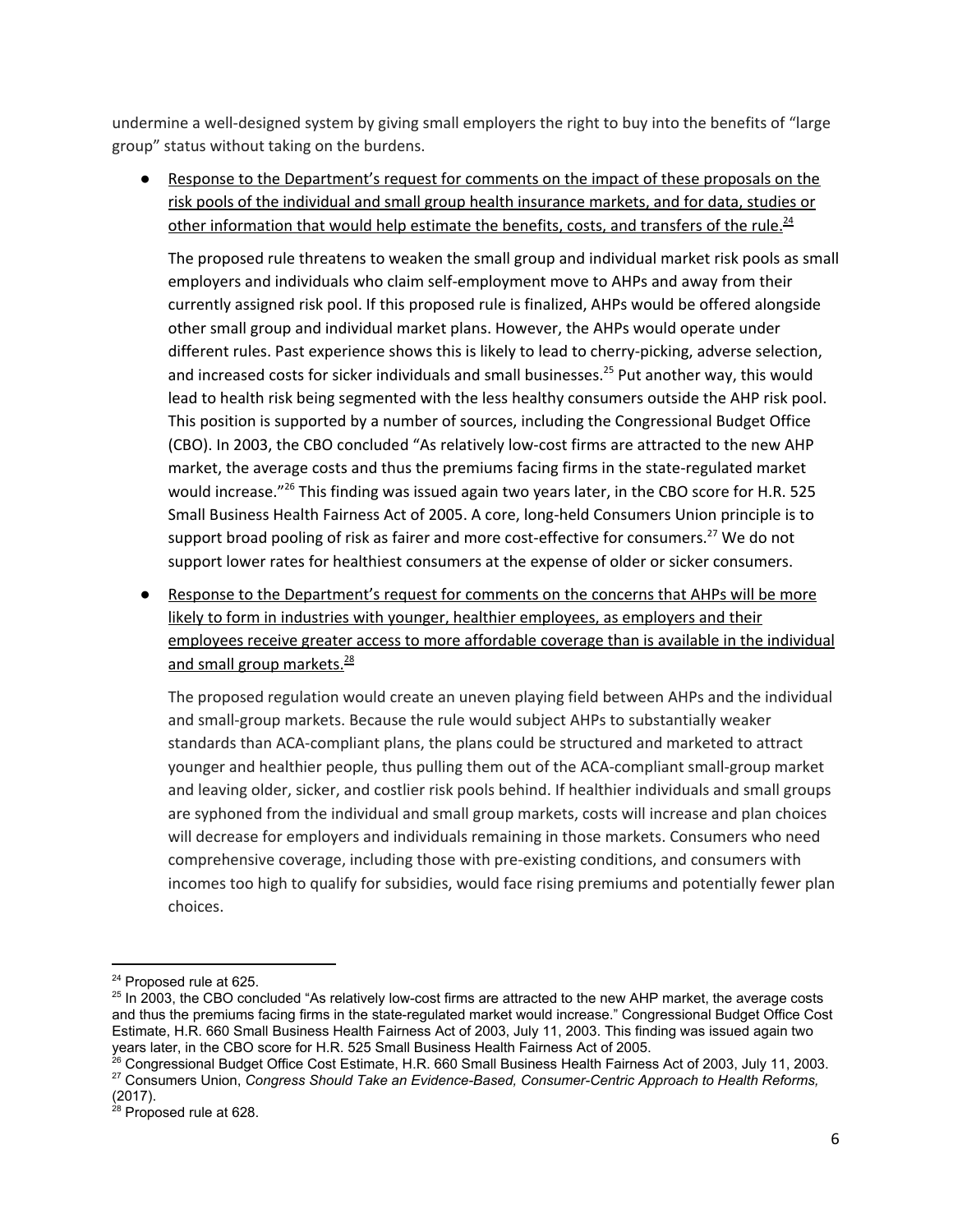undermine a well-designed system by giving small employers the right to buy into the benefits of "large group" status without taking on the burdens.

- Response to the Department's request for comments on the impact of these proposals on the risk pools of the individual and small group health insurance markets, and for data, studies or other information that would help estimate the benefits, costs, and transfers of the rule.[24]

  The proposed rule threatens to weaken the small group and individual market risk pools as small employers and individuals who claim self-employment move to AHPs and away from their currently assigned risk pool. If this proposed rule is finalized, AHPs would be offered alongside other small group and individual market plans. However, the AHPs would operate under different rules. Past experience shows this is likely to lead to cherry-picking, adverse selection, and increased costs for sicker individuals and small businesses.[25] Put another way, this would lead to health risk being segmented with the less healthy consumers outside the AHP risk pool. This position is supported by a number of sources, including the Congressional Budget Office (CBO). In 2003, the CBO concluded "As relatively low-cost firms are attracted to the new AHP market, the average costs and thus the premiums facing firms in the state-regulated market would increase."[26] This finding was issued again two years later, in the CBO score for H.R. 525 Small Business Health Fairness Act of 2005. A core, long-held Consumers Union principle is to support broad pooling of risk as fairer and more cost-effective for consumers.[27] We do not support lower rates for healthiest consumers at the expense of older or sicker consumers.

- Response to the Department's request for comments on the concerns that AHPs will be more likely to form in industries with younger, healthier employees, as employers and their employees receive greater access to more affordable coverage than is available in the individual and small group markets.[28]

  The proposed regulation would create an uneven playing field between AHPs and the individual and small-group markets. Because the rule would subject AHPs to substantially weaker standards than ACA-compliant plans, the plans could be structured and marketed to attract younger and healthier people, thus pulling them out of the ACA-compliant small-group market and leaving older, sicker, and costlier risk pools behind. If healthier individuals and small groups are syphoned from the individual and small group markets, costs will increase and plan choices will decrease for employers and individuals remaining in those markets. Consumers who need comprehensive coverage, including those with pre-existing conditions, and consumers with incomes too high to qualify for subsidies, would face rising premiums and potentially fewer plan choices.

---

[24] Proposed rule at 625.

[25] In 2003, the CBO concluded "As relatively low-cost firms are attracted to the new AHP market, the average costs and thus the premiums facing firms in the state-regulated market would increase." Congressional Budget Office Cost Estimate, H.R. 660 Small Business Health Fairness Act of 2003, July 11, 2003. This finding was issued again two years later, in the CBO score for H.R. 525 Small Business Health Fairness Act of 2005.

[26] Congressional Budget Office Cost Estimate, H.R. 660 Small Business Health Fairness Act of 2003, July 11, 2003.

[27] Consumers Union, *Congress Should Take an Evidence-Based, Consumer-Centric Approach to Health Reforms,* (2017).

[28] Proposed rule at 628.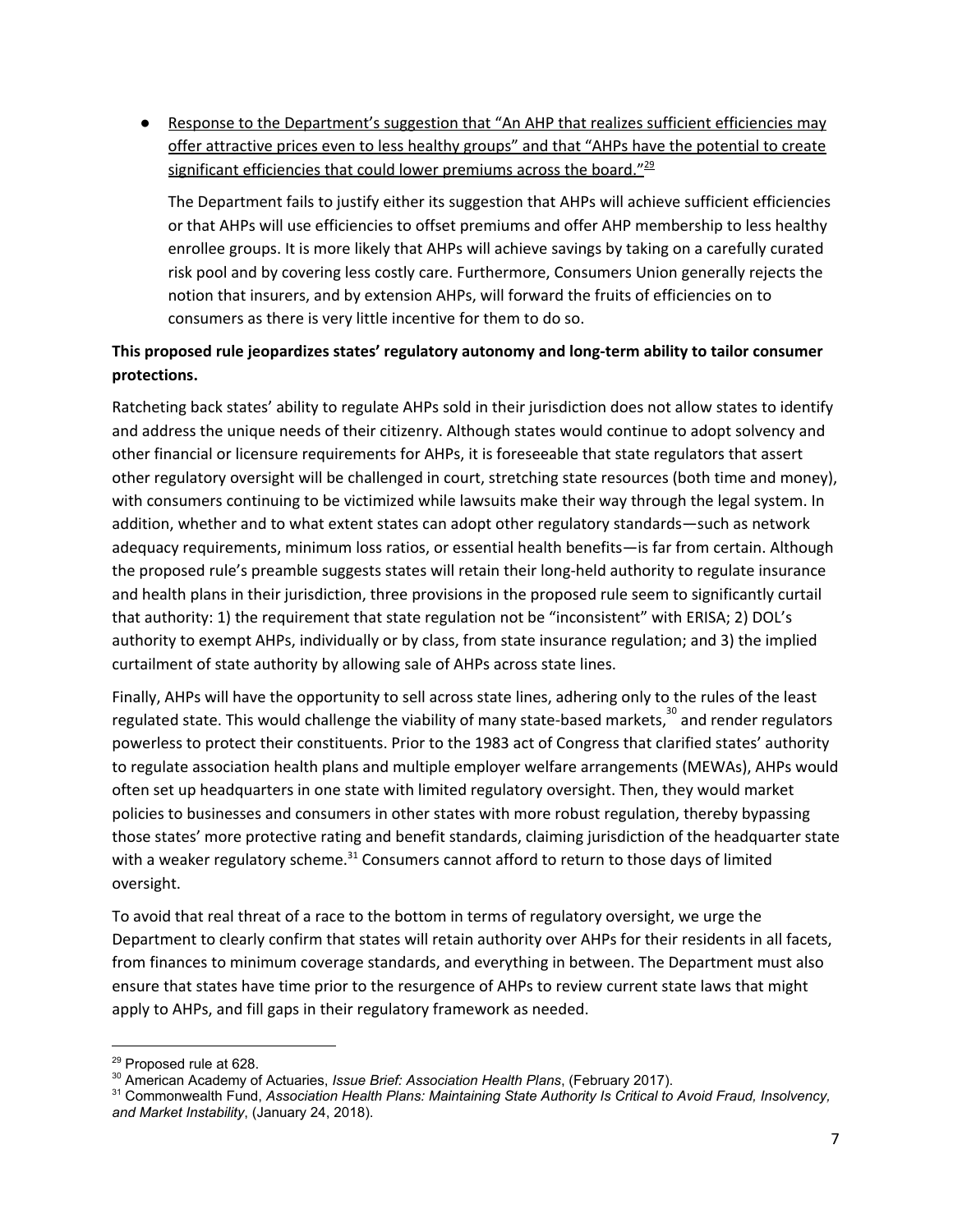- Response to the Department's suggestion that "An AHP that realizes sufficient efficiencies may offer attractive prices even to less healthy groups" and that "AHPs have the potential to create significant efficiencies that could lower premiums across the board."[29]

  The Department fails to justify either its suggestion that AHPs will achieve sufficient efficiencies or that AHPs will use efficiencies to offset premiums and offer AHP membership to less healthy enrollee groups. It is more likely that AHPs will achieve savings by taking on a carefully curated risk pool and by covering less costly care. Furthermore, Consumers Union generally rejects the notion that insurers, and by extension AHPs, will forward the fruits of efficiencies on to consumers as there is very little incentive for them to do so.

**This proposed rule jeopardizes states' regulatory autonomy and long-term ability to tailor consumer protections.**

Ratcheting back states' ability to regulate AHPs sold in their jurisdiction does not allow states to identify and address the unique needs of their citizenry. Although states would continue to adopt solvency and other financial or licensure requirements for AHPs, it is foreseeable that state regulators that assert other regulatory oversight will be challenged in court, stretching state resources (both time and money), with consumers continuing to be victimized while lawsuits make their way through the legal system. In addition, whether and to what extent states can adopt other regulatory standards—such as network adequacy requirements, minimum loss ratios, or essential health benefits—is far from certain. Although the proposed rule's preamble suggests states will retain their long-held authority to regulate insurance and health plans in their jurisdiction, three provisions in the proposed rule seem to significantly curtail that authority: 1) the requirement that state regulation not be "inconsistent" with ERISA; 2) DOL's authority to exempt AHPs, individually or by class, from state insurance regulation; and 3) the implied curtailment of state authority by allowing sale of AHPs across state lines.

Finally, AHPs will have the opportunity to sell across state lines, adhering only to the rules of the least regulated state. This would challenge the viability of many state-based markets,[30] and render regulators powerless to protect their constituents. Prior to the 1983 act of Congress that clarified states' authority to regulate association health plans and multiple employer welfare arrangements (MEWAs), AHPs would often set up headquarters in one state with limited regulatory oversight. Then, they would market policies to businesses and consumers in other states with more robust regulation, thereby bypassing those states' more protective rating and benefit standards, claiming jurisdiction of the headquarter state with a weaker regulatory scheme.[31] Consumers cannot afford to return to those days of limited oversight.

To avoid that real threat of a race to the bottom in terms of regulatory oversight, we urge the Department to clearly confirm that states will retain authority over AHPs for their residents in all facets, from finances to minimum coverage standards, and everything in between. The Department must also ensure that states have time prior to the resurgence of AHPs to review current state laws that might apply to AHPs, and fill gaps in their regulatory framework as needed.

---

[29] Proposed rule at 628.

[30] American Academy of Actuaries, *Issue Brief: Association Health Plans*, (February 2017).

[31] Commonwealth Fund, *Association Health Plans: Maintaining State Authority Is Critical to Avoid Fraud, Insolvency, and Market Instability*, (January 24, 2018).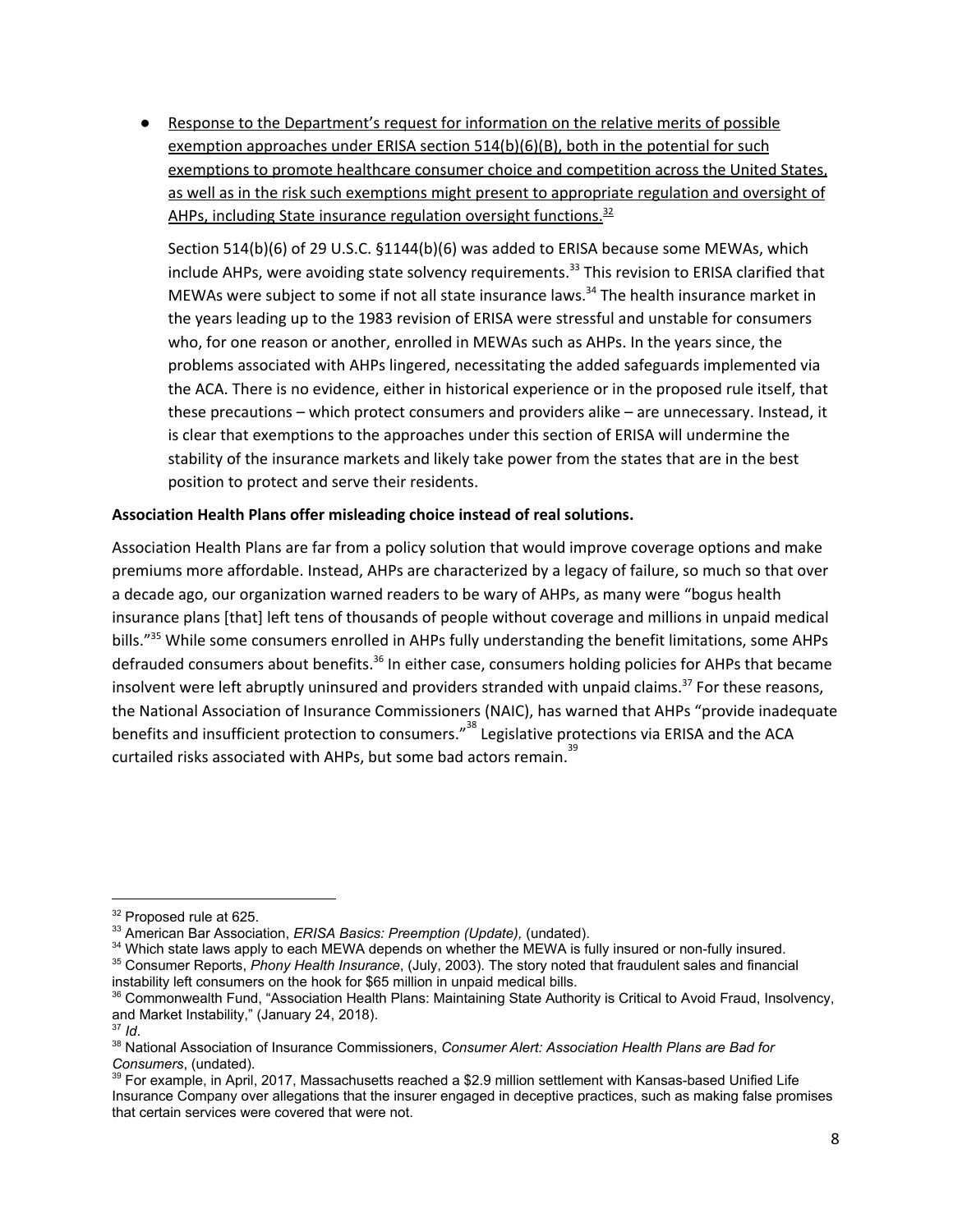- Response to the Department's request for information on the relative merits of possible exemption approaches under ERISA section 514(b)(6)(B), both in the potential for such exemptions to promote healthcare consumer choice and competition across the United States, as well as in the risk such exemptions might present to appropriate regulation and oversight of AHPs, including State insurance regulation oversight functions.[32]

  Section 514(b)(6) of 29 U.S.C. §1144(b)(6) was added to ERISA because some MEWAs, which include AHPs, were avoiding state solvency requirements.[33] This revision to ERISA clarified that MEWAs were subject to some if not all state insurance laws.[34] The health insurance market in the years leading up to the 1983 revision of ERISA were stressful and unstable for consumers who, for one reason or another, enrolled in MEWAs such as AHPs. In the years since, the problems associated with AHPs lingered, necessitating the added safeguards implemented via the ACA. There is no evidence, either in historical experience or in the proposed rule itself, that these precautions – which protect consumers and providers alike – are unnecessary. Instead, it is clear that exemptions to the approaches under this section of ERISA will undermine the stability of the insurance markets and likely take power from the states that are in the best position to protect and serve their residents.

**Association Health Plans offer misleading choice instead of real solutions.**

Association Health Plans are far from a policy solution that would improve coverage options and make premiums more affordable. Instead, AHPs are characterized by a legacy of failure, so much so that over a decade ago, our organization warned readers to be wary of AHPs, as many were "bogus health insurance plans [that] left tens of thousands of people without coverage and millions in unpaid medical bills."[35] While some consumers enrolled in AHPs fully understanding the benefit limitations, some AHPs defrauded consumers about benefits.[36] In either case, consumers holding policies for AHPs that became insolvent were left abruptly uninsured and providers stranded with unpaid claims.[37] For these reasons, the National Association of Insurance Commissioners (NAIC), has warned that AHPs "provide inadequate benefits and insufficient protection to consumers."[38] Legislative protections via ERISA and the ACA curtailed risks associated with AHPs, but some bad actors remain.[39]

---

[32] Proposed rule at 625.

[33] American Bar Association, *ERISA Basics: Preemption (Update),* (undated).

[34] Which state laws apply to each MEWA depends on whether the MEWA is fully insured or non-fully insured.

[35] Consumer Reports, *Phony Health Insurance*, (July, 2003). The story noted that fraudulent sales and financial instability left consumers on the hook for $65 million in unpaid medical bills.

[36] Commonwealth Fund, "Association Health Plans: Maintaining State Authority is Critical to Avoid Fraud, Insolvency, and Market Instability," (January 24, 2018).

[37] *Id*.

[38] National Association of Insurance Commissioners, *Consumer Alert: Association Health Plans are Bad for Consumers*, (undated).

[39] For example, in April, 2017, Massachusetts reached a $2.9 million settlement with Kansas-based Unified Life Insurance Company over allegations that the insurer engaged in deceptive practices, such as making false promises that certain services were covered that were not.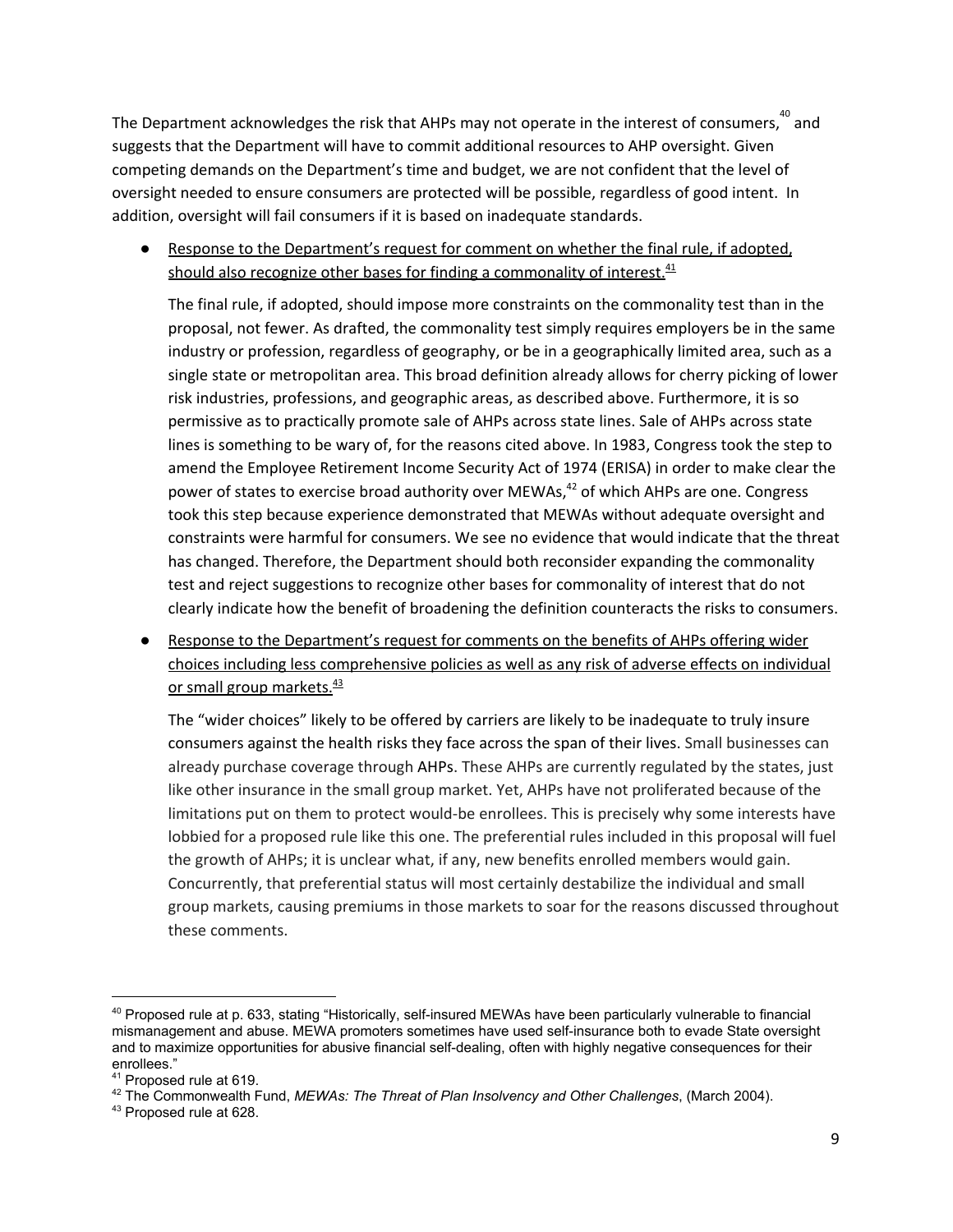The Department acknowledges the risk that AHPs may not operate in the interest of consumers,[40] and suggests that the Department will have to commit additional resources to AHP oversight. Given competing demands on the Department's time and budget, we are not confident that the level of oversight needed to ensure consumers are protected will be possible, regardless of good intent. In addition, oversight will fail consumers if it is based on inadequate standards.

- Response to the Department's request for comment on whether the final rule, if adopted, should also recognize other bases for finding a commonality of interest.[41]

  The final rule, if adopted, should impose more constraints on the commonality test than in the proposal, not fewer. As drafted, the commonality test simply requires employers be in the same industry or profession, regardless of geography, or be in a geographically limited area, such as a single state or metropolitan area. This broad definition already allows for cherry picking of lower risk industries, professions, and geographic areas, as described above. Furthermore, it is so permissive as to practically promote sale of AHPs across state lines. Sale of AHPs across state lines is something to be wary of, for the reasons cited above. In 1983, Congress took the step to amend the Employee Retirement Income Security Act of 1974 (ERISA) in order to make clear the power of states to exercise broad authority over MEWAs,[42] of which AHPs are one. Congress took this step because experience demonstrated that MEWAs without adequate oversight and constraints were harmful for consumers. We see no evidence that would indicate that the threat has changed. Therefore, the Department should both reconsider expanding the commonality test and reject suggestions to recognize other bases for commonality of interest that do not clearly indicate how the benefit of broadening the definition counteracts the risks to consumers.

- Response to the Department's request for comments on the benefits of AHPs offering wider choices including less comprehensive policies as well as any risk of adverse effects on individual or small group markets.[43]

  The "wider choices" likely to be offered by carriers are likely to be inadequate to truly insure consumers against the health risks they face across the span of their lives. Small businesses can already purchase coverage through AHPs. These AHPs are currently regulated by the states, just like other insurance in the small group market. Yet, AHPs have not proliferated because of the limitations put on them to protect would-be enrollees. This is precisely why some interests have lobbied for a proposed rule like this one. The preferential rules included in this proposal will fuel the growth of AHPs; it is unclear what, if any, new benefits enrolled members would gain. Concurrently, that preferential status will most certainly destabilize the individual and small group markets, causing premiums in those markets to soar for the reasons discussed throughout these comments.

---

[40] Proposed rule at p. 633, stating "Historically, self-insured MEWAs have been particularly vulnerable to financial mismanagement and abuse. MEWA promoters sometimes have used self-insurance both to evade State oversight and to maximize opportunities for abusive financial self-dealing, often with highly negative consequences for their enrollees."

[41] Proposed rule at 619.

[42] The Commonwealth Fund, *MEWAs: The Threat of Plan Insolvency and Other Challenges*, (March 2004).

[43] Proposed rule at 628.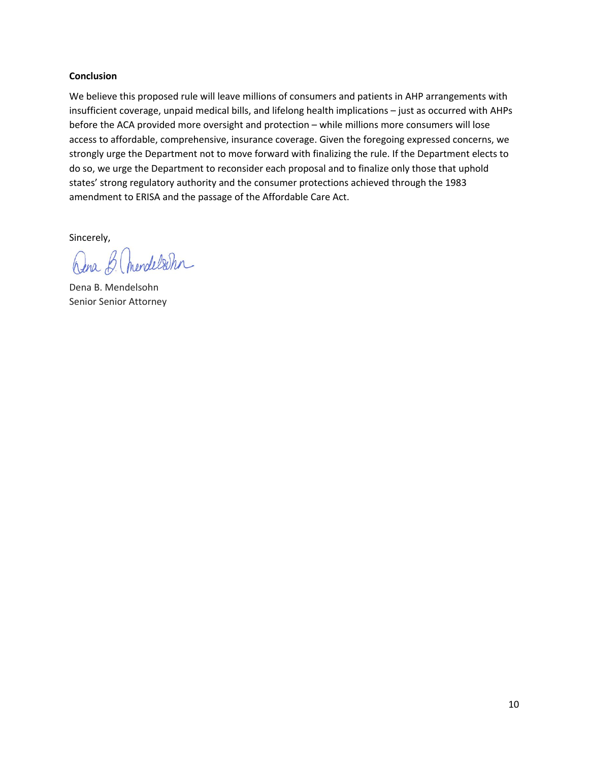**Conclusion**

We believe this proposed rule will leave millions of consumers and patients in AHP arrangements with insufficient coverage, unpaid medical bills, and lifelong health implications – just as occurred with AHPs before the ACA provided more oversight and protection – while millions more consumers will lose access to affordable, comprehensive, insurance coverage. Given the foregoing expressed concerns, we strongly urge the Department not to move forward with finalizing the rule. If the Department elects to do so, we urge the Department to reconsider each proposal and to finalize only those that uphold states' strong regulatory authority and the consumer protections achieved through the 1983 amendment to ERISA and the passage of the Affordable Care Act.

Sincerely,

Dena B. Mendelsohn
Senior Senior Attorney